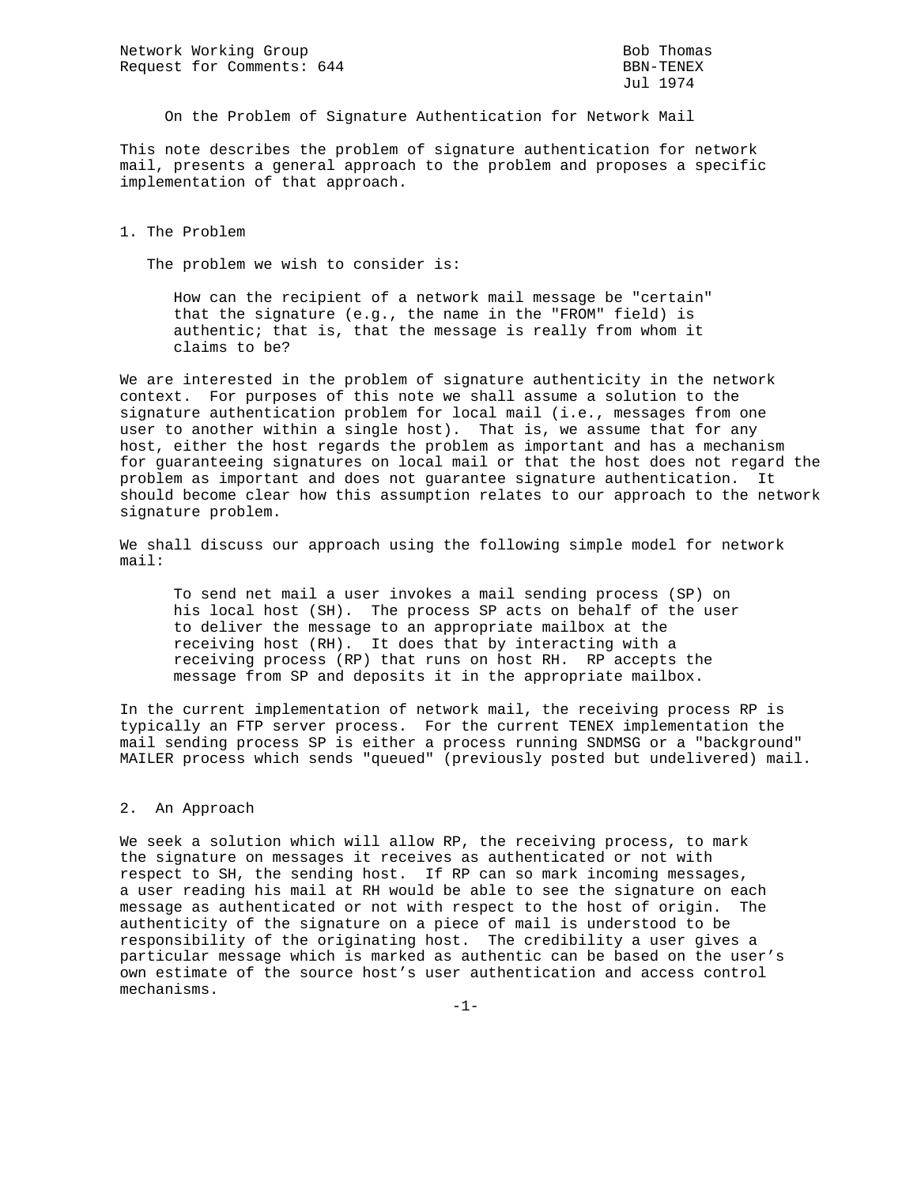Network Working Group                                    Bob Thomas
Request for Comments: 644                                 BBN-TENEX
                                                           Jul 1974

# On the Problem of Signature Authentication for Network Mail

This note describes the problem of signature authentication for network mail, presents a general approach to the problem and proposes a specific implementation of that approach.

## 1. The Problem

The problem we wish to consider is:

> How can the recipient of a network mail message be "certain" that the signature (e.g., the name in the "FROM" field) is authentic; that is, that the message is really from whom it claims to be?

We are interested in the problem of signature authenticity in the network context. For purposes of this note we shall assume a solution to the signature authentication problem for local mail (i.e., messages from one user to another within a single host). That is, we assume that for any host, either the host regards the problem as important and has a mechanism for guaranteeing signatures on local mail or that the host does not regard the problem as important and does not guarantee signature authentication. It should become clear how this assumption relates to our approach to the network signature problem.

We shall discuss our approach using the following simple model for network mail:

> To send net mail a user invokes a mail sending process (SP) on his local host (SH). The process SP acts on behalf of the user to deliver the message to an appropriate mailbox at the receiving host (RH). It does that by interacting with a receiving process (RP) that runs on host RH. RP accepts the message from SP and deposits it in the appropriate mailbox.

In the current implementation of network mail, the receiving process RP is typically an FTP server process. For the current TENEX implementation the mail sending process SP is either a process running SNDMSG or a "background" MAILER process which sends "queued" (previously posted but undelivered) mail.

## 2. An Approach

We seek a solution which will allow RP, the receiving process, to mark the signature on messages it receives as authenticated or not with respect to SH, the sending host. If RP can so mark incoming messages, a user reading his mail at RH would be able to see the signature on each message as authenticated or not with respect to the host of origin. The authenticity of the signature on a piece of mail is understood to be responsibility of the originating host. The credibility a user gives a particular message which is marked as authentic can be based on the user's own estimate of the source host's user authentication and access control mechanisms.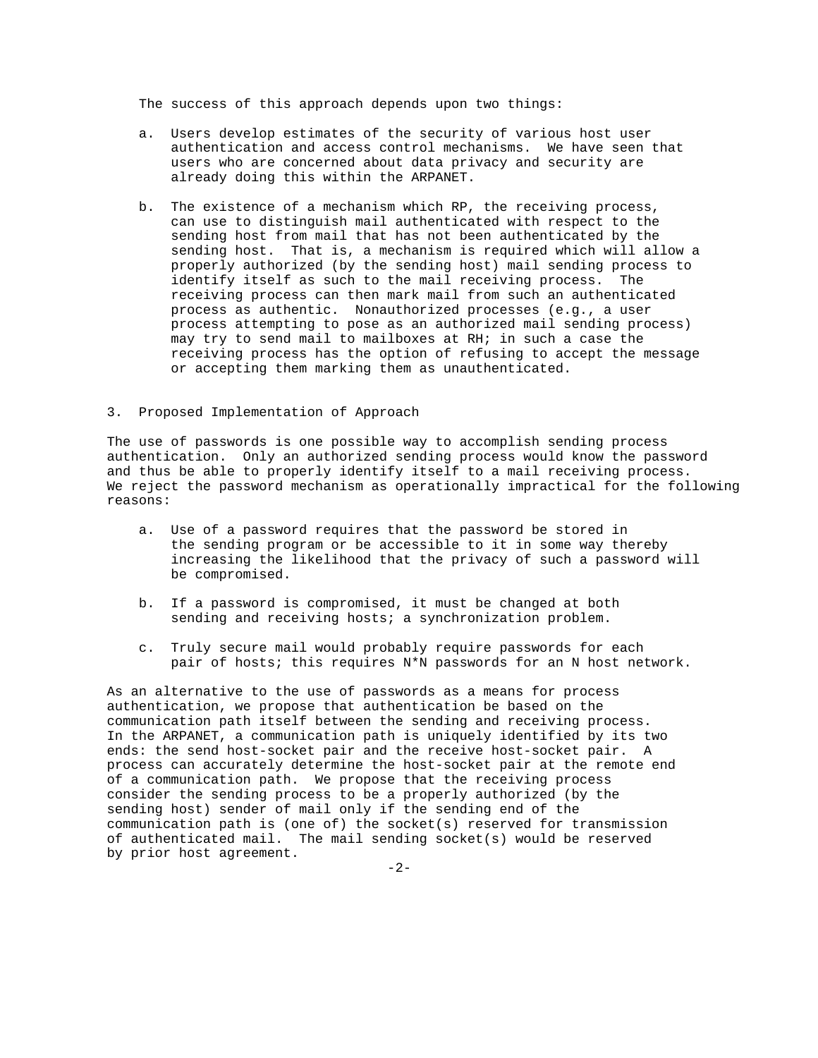The success of this approach depends upon two things:

a. Users develop estimates of the security of various host user authentication and access control mechanisms. We have seen that users who are concerned about data privacy and security are already doing this within the ARPANET.

b. The existence of a mechanism which RP, the receiving process, can use to distinguish mail authenticated with respect to the sending host from mail that has not been authenticated by the sending host. That is, a mechanism is required which will allow a properly authorized (by the sending host) mail sending process to identify itself as such to the mail receiving process. The receiving process can then mark mail from such an authenticated process as authentic. Nonauthorized processes (e.g., a user process attempting to pose as an authorized mail sending process) may try to send mail to mailboxes at RH; in such a case the receiving process has the option of refusing to accept the message or accepting them marking them as unauthenticated.

## 3. Proposed Implementation of Approach

The use of passwords is one possible way to accomplish sending process authentication. Only an authorized sending process would know the password and thus be able to properly identify itself to a mail receiving process. We reject the password mechanism as operationally impractical for the following reasons:

a. Use of a password requires that the password be stored in the sending program or be accessible to it in some way thereby increasing the likelihood that the privacy of such a password will be compromised.

b. If a password is compromised, it must be changed at both sending and receiving hosts; a synchronization problem.

c. Truly secure mail would probably require passwords for each pair of hosts; this requires N*N passwords for an N host network.

As an alternative to the use of passwords as a means for process authentication, we propose that authentication be based on the communication path itself between the sending and receiving process. In the ARPANET, a communication path is uniquely identified by its two ends: the send host-socket pair and the receive host-socket pair. A process can accurately determine the host-socket pair at the remote end of a communication path. We propose that the receiving process consider the sending process to be a properly authorized (by the sending host) sender of mail only if the sending end of the communication path is (one of) the socket(s) reserved for transmission of authenticated mail. The mail sending socket(s) would be reserved by prior host agreement.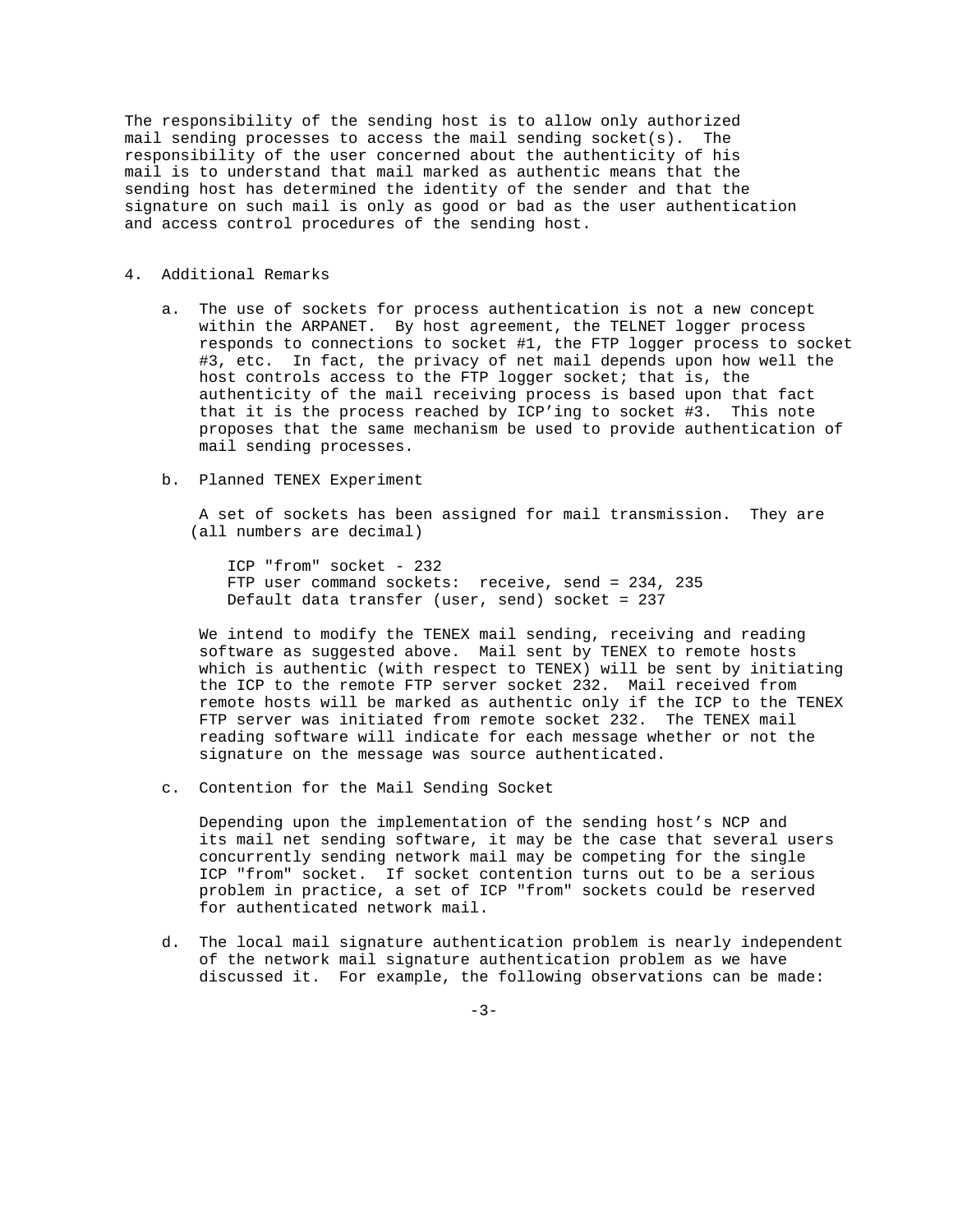The responsibility of the sending host is to allow only authorized mail sending processes to access the mail sending socket(s). The responsibility of the user concerned about the authenticity of his mail is to understand that mail marked as authentic means that the sending host has determined the identity of the sender and that the signature on such mail is only as good or bad as the user authentication and access control procedures of the sending host.

## 4. Additional Remarks

a. The use of sockets for process authentication is not a new concept within the ARPANET. By host agreement, the TELNET logger process responds to connections to socket #1, the FTP logger process to socket #3, etc. In fact, the privacy of net mail depends upon how well the host controls access to the FTP logger socket; that is, the authenticity of the mail receiving process is based upon that fact that it is the process reached by ICP'ing to socket #3. This note proposes that the same mechanism be used to provide authentication of mail sending processes.

b. Planned TENEX Experiment

A set of sockets has been assigned for mail transmission. They are (all numbers are decimal)

```
ICP "from" socket - 232
FTP user command sockets:  receive, send = 234, 235
Default data transfer (user, send) socket = 237
```

We intend to modify the TENEX mail sending, receiving and reading software as suggested above. Mail sent by TENEX to remote hosts which is authentic (with respect to TENEX) will be sent by initiating the ICP to the remote FTP server socket 232. Mail received from remote hosts will be marked as authentic only if the ICP to the TENEX FTP server was initiated from remote socket 232. The TENEX mail reading software will indicate for each message whether or not the signature on the message was source authenticated.

c. Contention for the Mail Sending Socket

Depending upon the implementation of the sending host's NCP and its mail net sending software, it may be the case that several users concurrently sending network mail may be competing for the single ICP "from" socket. If socket contention turns out to be a serious problem in practice, a set of ICP "from" sockets could be reserved for authenticated network mail.

d. The local mail signature authentication problem is nearly independent of the network mail signature authentication problem as we have discussed it. For example, the following observations can be made: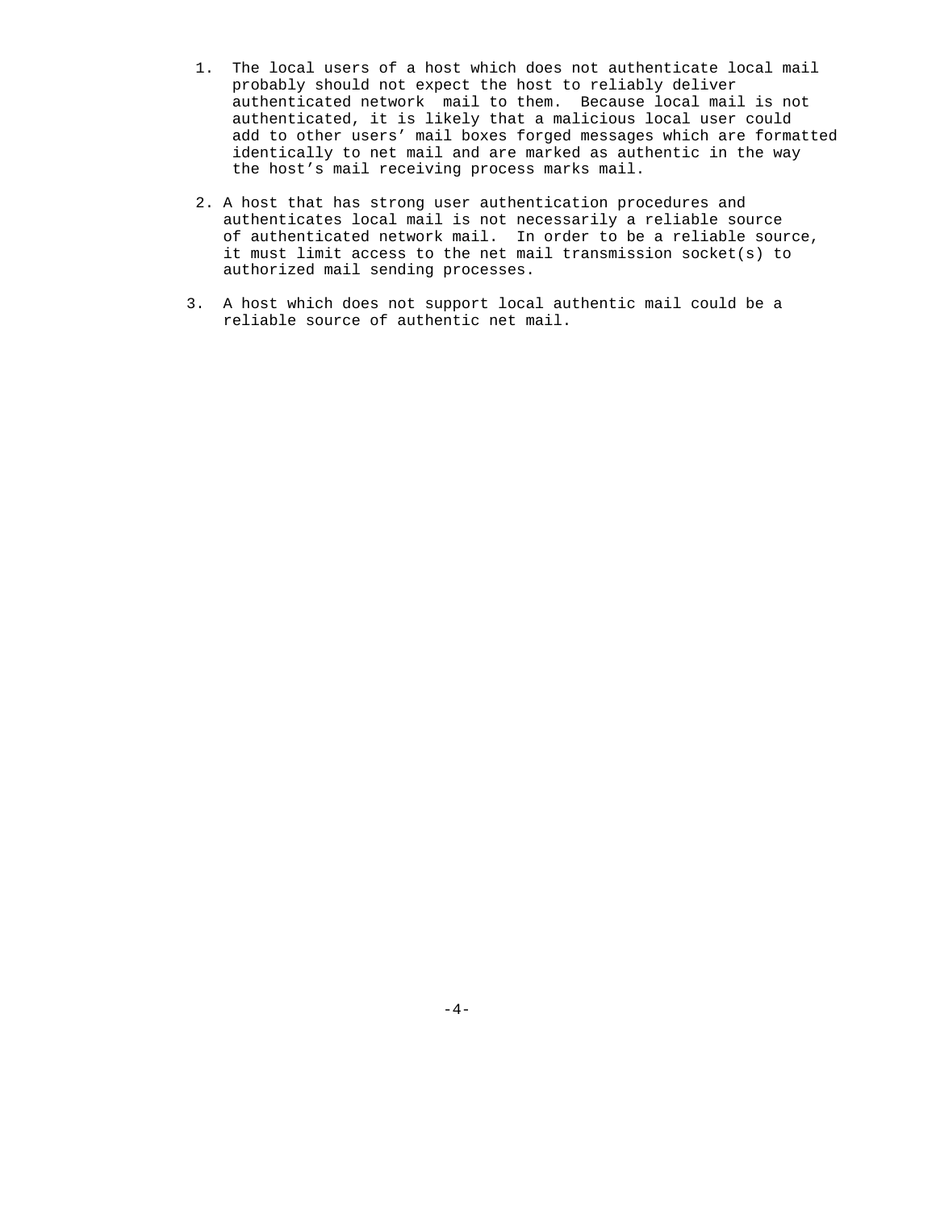1. The local users of a host which does not authenticate local mail probably should not expect the host to reliably deliver authenticated network mail to them. Because local mail is not authenticated, it is likely that a malicious local user could add to other users' mail boxes forged messages which are formatted identically to net mail and are marked as authentic in the way the host's mail receiving process marks mail.

2. A host that has strong user authentication procedures and authenticates local mail is not necessarily a reliable source of authenticated network mail. In order to be a reliable source, it must limit access to the net mail transmission socket(s) to authorized mail sending processes.

3. A host which does not support local authentic mail could be a reliable source of authentic net mail.